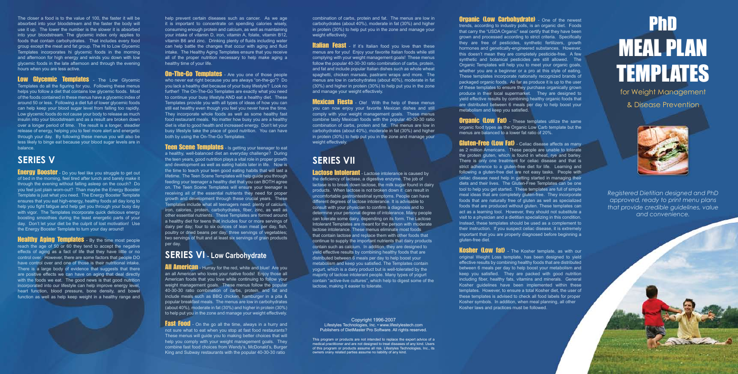The closer a food is to the value of 100, the faster it will be absorbed into your bloodstream and the faster the body will use it up. The lower the number is the slower it is absorbed into your bloodstream. The glycemic index only applies to foods that contain carbohydrates. That includes every food group except the meat and fat group. The Hi to Low Glycemic Templates incorporates hi glycemic foods in the morning and afternoon for high energy and winds you down with low glycemic foods in the late afternoon and through the evening hours when you are less active.

**Low Glycemic Templates** - The Low Glycemic Templates do all the figuring for you. Following these menus helps you follow a diet that contains low glycemic foods. Most of the foods contained in these menus have a glycemic index of around 50 or less. Following a diet full of lower glycemic foods can help keep your blood sugar level from falling too rapidly. Low glycemic foods do not cause your body to release as much insulin into your bloodstream and as a result are broken down over a longer period of time. The result is a longer, steadier release of energy, helping you to feel more alert and energetic through your day. By following these menus you will also be less likely to binge eat because your blood sugar levels are in balance.

## SERIES V

**Energy Booster** - Do you feel like you struggle to get out of bed in the morning, feel tired after lunch and barely make it through the evening without falling asleep on the couch? Do you feel just plain worn-out? Than maybe the Energy Booster Template is just what you need. The Energy Booster Template ensures that you eat high-energy, healthy foods all day long to help you fight fatigue and help get you through your busy day with vigor. The Templates incorporate quick delicious energy boosting smoothies during the least energetic parts of your day. Don't let your diet be the culprit of lost motivation! Use the Energy Booster Template to turn your day around!

**Healthy Aging Templates** - By the time most people reach the age of 50 or 60 they tend to accept the negative effects of aging as a fact of life that they have little or no control over. However, there are some factors that people DO have control over and one of those is their nutritional intake. There is a large body of evidence that suggests that there are positive effects we can have on aging that deal directly with the foods we eat. The good news is that good nutrition incorporated into our lifestyle can help improve energy level, heart function, blood pressure, bone density, and bowel function as well as help keep weight in a healthy range and help prevent certain diseases such as cancer. As we age it is important to concentrate on spending calories wisely, consuming enough protein and calcium, as well as maintaining your intake of vitamin D, iron, vitamin A, folate, vitamin B12, vitamin B6 and zinc. Drinking plenty of fluids including water can help battle the changes that occur with aging and fluid intake. The Healthy Aging Templates ensure that you receive all of the proper nutrition necessary to help make aging a healthy time of your life.

**On-The-Go Templates** - Are you one of those people who never eat right because you are always "on-the-go"? Do you lack a healthy diet because of your busy lifestyle? Look no further! The On-The-Go Templates are exactly what you need to continue your busy lifestyle AND eat a healthy diet. These Templates provide you with all types of ideas of how you can still eat healthy even though you feel you never have the time. They incorporate whole foods as well as some healthy fast food restaurant meals. No matter how busy you are a healthy diet is vital to good health and increased energy. Don't let your busy lifestyle take the place of good nutrition. You can have both by using the On-The-Go Templates.

**Teen Scene Templates** - Is getting your teenager to eat a healthy, well-balanced diet an everyday challenge? During the teen years, good nutrition plays a vital role in proper growth and development as well as eating habits later in life. Now is the time to teach your teen good eating habits that will last a lifetime. The Teen Scene Templates will help guide you through feeding your teenager a healthy diet that you can BOTH agree on. The Teen Scene Templates will ensure your teenager is receiving all of the essential nutrients they need for proper growth and development through these crucial years. These Templates include what all teenagers need: plenty of calcium, iron, calories, protein, carbohydrates, fiber, zinc, as well as other essential nutrients. These Templates are formed around a healthy diet for teens that includes four or more servings of dairy per day; four to six ounces of lean meat per day, fish, poultry or dried beans per day; three servings of vegetables; two servings of fruit and at least six servings of grain products per day.

## SERIES VI - Low Carbohydrate

**All American** - Hurray for the red, white and blue! Are you an all American who loves your native foods! Enjoy those all American foods that you love while continuing to follow your weight management goals. These menus follow the popular 40-30-30 ratio combination of carbs, protein, and fat and include meals such as BBQ chicken, hamburger in a pita & popular breakfast meals. The menus are low in carbohydrates (about 40%), moderate in fat (30%) and higher in protein (30%) to help put you in the zone and manage your weight effectively.

**Fast Food** - On the go all the time, always in a hurry and not sure what to eat when you stop at fast food restaurants? These menus will guide you to making better choices that will help you comply with your weight management goals. They combine fast food choices from Wendy's, McDonald's, Burger King and Subway restaurants with the popular 40-30-30 ratio combination of carbs, protein and fat. The menus are low in carbohydrates (about 40%), moderate in fat (30%) and higher in protein (30%) to help put you in the zone and manage your weight effectively.

**Italian Feast** - If it's Italian food you love than these menus are for you! Enjoy your favorite Italian foods while still complying with your weight management goals! These menus follow the popular 40-30-30 ratio combination of carbs, protein, and fat and include popular Italian dishes such as whole wheat spaghetti, chicken marsala, pastrami wraps and more. The menus are low in carbohydrates (about 40%), moderate in fat (30%) and higher in protein (30%) to help put you in the zone and manage your weight effectively.

**Mexican Fiesta** - Ole! With the help of these menus you can now enjoy your favorite Mexican dishes and still comply with your weight management goals. These menus combine tasty Mexican foods with the popular 40-30-30 ratio combination of carbs, protein and fat. The menus are low in carbohydrates (about 40%), moderate in fat (30%) and higher in protein (30%) to help put you in the zone and manage your weight effectively.

## SERIES VII

**Lactose Intolerant** - Lactose intolerance is caused by the deficiency of lactase, a digestive enzyme. The job of lactase is to break down lactose, the milk sugar found in dairy products. When lactose is not broken down it can result in uncomfortable gastrointestinal symptoms. People can have different degrees of lactose intolerance. It is advisable to consult with your physician to confirm a diagnosis and to determine your personal degree of intolerance. Many people can tolerate some dairy, depending on its form. The Lactose Intolerant Templates are meant for the person with moderate lactose intolerance. These menus eliminate most foods that contain lactose and replace them with other foods that continue to supply the important nutrients that dairy products contain such as calcium. In addition, they are designed to yield effective results by combining healthy foods that are distributed between 6 meals per day to help boost your metabolism and keep you satisfied. The Templates contain yogurt, which is a dairy product but is well-tolerated by the majority of lactose intolerant people. Many types of yogurt contain "active-live cultures", which help to digest some of the lactose, making it easier to tolerate.

**Organic (Low Carbohydrate)** - One of the newest trends, according to industry polls, is an organic diet. Foods that carry the "USDA Organic" seal certify that they have been grown and processed according to strict criteria. Specifically they are free of pesticides, synthetic fertilizers, growth hormones and genetically-engineered substances. However, this doesn't mean they are completely pesticide-free. A few synthetic and botanical pesticides are still allowed. The Organic Templates will help you to meet your organic goals, whether you are a beginner or a pro at this style of eating. These templates incorporate nationally recognized brands of packaged organic foods. As far as produce it is up to the user of these templates to ensure they purchase organically grown produce in their local supermarket. They are designed to yield effective results by combining healthy organic foods that are distributed between 6 meals per day to help boost your metabolism and keep you satisfied.

**Organic (Low Fat)** - These templates utilize the same organic food types as the Organic Low Carb template but the menus are balanced to a lower fat ratio of 20%.

**Gluten-Free (Low Fat)** - Celiac disease affects as many as 2 million Americans. These people are unable to tolerate the protein gluten, which is found in wheat, rye and barley. There is only one treatment for celiac disease and that is strict adherence to a gluten-free diet for life. Learning and following a gluten-free diet are not easy tasks. People with celiac disease need help in getting started in managing their diets and their lives. The Gluten-Free Templates can be one tool to help you get started. These templates are full of simple meal ideas that are completely gluten-free. They incorporate foods that are naturally free of gluten as well as specialized foods that are produced without gluten. These templates can act as a learning tool. However, they should not substitute a visit to a physician and a dietitian specializing in this condition. Instead, these templates should be used as a complement to their instruction. If you suspect celiac disease, it is extremely important that you are properly diagnosed before beginning a gluten-free diet.

**Kosher (Low fat)** - The Kosher template, as with our original Weight Loss template, has been designed to yield effective results by combining healthy foods that are distributed between 6 meals per day to help boost your metabolism and keep you satisfied. They are packed with good nutrition including fiber, healthy fats, vitamins and minerals. General Kosher guidelines have been implemented within these templates. However, to ensure a total Kosher diet, the user of these templates is advised to check all food labels for proper Kosher symbols. In addition, when meal planning, all other Kosher laws and practices must be followed.

Copyright 1996-2007
Lifestyles Technologies, Inc. • www.lifestylestech.com
Publishers of DietMaster Pro Software. All rights reserved.

This program or products are not intended to replace the expert advice of a medical practitioner and are not designed to treat diseases of any kind. Users of this program or products assume all risk. Lifestyles Technologies, Inc., its owners orany related parties assume no liability of any kind.

# PhD MEAL PLAN TEMPLATES

for Weight Management & Disease Prevention

*Registered Dietitian designed and PhD approved, ready to print menu plans that provide credible guidelines, value and convenience.*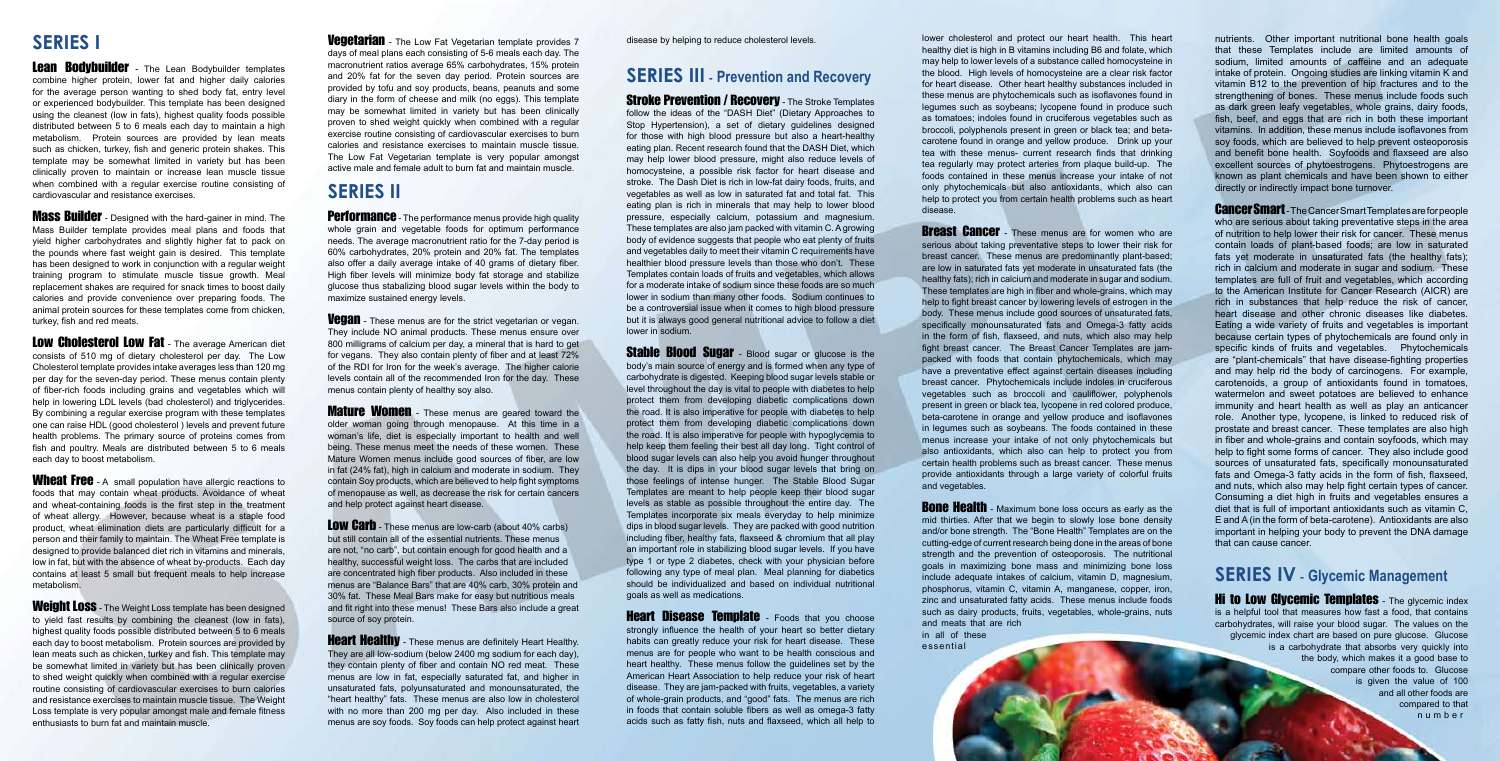## SERIES I

**Lean Bodybuilder** - The Lean Bodybuilder templates combine higher protein, lower fat and higher daily calories for the average person wanting to shed body fat, entry level or experienced bodybuilder. This template has been designed using the cleanest (low in fats), highest quality foods possible distributed between 5 to 6 meals each day to maintain a high metabolism. Protein sources are provided by lean meats such as chicken, turkey, fish and generic protein shakes. This template may be somewhat limited in variety but has been clinically proven to maintain or increase lean muscle tissue when combined with a regular exercise routine consisting of cardiovascular and resistance exercises.

**Mass Builder** - Designed with the hard-gainer in mind. The Mass Builder template provides meal plans and foods that yield higher carbohydrates and slightly higher fat to pack on the pounds where fast weight gain is desired. This template has been designed to work in conjunction with a regular weight training program to stimulate muscle tissue growth. Meal replacement shakes are required for snack times to boost daily calories and provide convenience over preparing foods. The animal protein sources for these templates come from chicken, turkey, fish and red meats.

**Low Cholesterol Low Fat** - The average American diet consists of 510 mg of dietary cholesterol per day. The Low Cholesterol template provides intake averages less than 120 mg per day for the seven-day period. These menus contain plenty of fiber-rich foods including grains and vegetables which will help in lowering LDL levels (bad cholesterol) and triglycerides. By combining a regular exercise program with these templates one can raise HDL (good cholesterol ) levels and prevent future health problems. The primary source of proteins comes from fish and poultry. Meals are distributed between 5 to 6 meals each day to boost metabolism.

**Wheat Free** - A small population have allergic reactions to foods that may contain wheat products. Avoidance of wheat and wheat-containing foods is the first step in the treatment of wheat allergy. However, because wheat is a staple food product, wheat elimination diets are particularly difficult for a person and their family to maintain. The Wheat Free template is designed to provide balanced diet rich in vitamins and minerals, low in fat, but with the absence of wheat by-products. Each day contains at least 5 small but frequent meals to help increase metabolism.

**Weight Loss** - The Weight Loss template has been designed to yield fast results by combining the cleanest (low in fats), highest quality foods possible distributed between 5 to 6 meals each day to boost metabolism. Protein sources are provided by lean meats such as chicken, turkey and fish. This template may be somewhat limited in variety but has been clinically proven to shed weight quickly when combined with a regular exercise routine consisting of cardiovascular exercises to burn calories and resistance exercises to maintain muscle tissue. The Weight Loss template is very popular amongst male and female fitness enthusiasts to burn fat and maintain muscle.

**Vegetarian** - The Low Fat Vegetarian template provides 7 days of meal plans each consisting of 5-6 meals each day. The macronutrient ratios average 65% carbohydrates, 15% protein and 20% fat for the seven day period. Protein sources are provided by tofu and soy products, beans, peanuts and some diary in the form of cheese and milk (no eggs). This template may be somewhat limited in variety but has been clinically proven to shed weight quickly when combined with a regular exercise routine consisting of cardiovascular exercises to burn calories and resistance exercises to maintain muscle tissue. The Low Fat Vegetarian template is very popular amongst active male and female adult to burn fat and maintain muscle.

## SERIES II

**Performance** - The performance menus provide high quality whole grain and vegetable foods for optimum performance needs. The average macronutrient ratio for the 7-day period is 60% carbohydrates, 20% protein and 20% fat. The templates also offer a daily average intake of 40 grams of dietary fiber. High fiber levels will minimize body fat storage and stabilize glucose thus stabalizing blood sugar levels within the body to maximize sustained energy levels.

**Vegan** - These menus are for the strict vegetarian or vegan. They include NO animal products. These menus ensure over 800 milligrams of calcium per day, a mineral that is hard to get for vegans. They also contain plenty of fiber and at least 72% of the RDI for Iron for the week's average. The higher calorie levels contain all of the recommended Iron for the day. These menus contain plenty of healthy soy also.

**Mature Women** - These menus are geared toward the older woman going through menopause. At this time in a woman's life, diet is especially important to health and well being. These menus meet the needs of these women. These Mature Women menus include good sources of fiber, are low in fat (24% fat), high in calcium and moderate in sodium. They contain Soy products, which are believed to help fight symptoms of menopause as well, as decrease the risk for certain cancers and help protect against heart disease.

**Low Carb** - These menus are low-carb (about 40% carbs) but still contain all of the essential nutrients. These menus are not, "no carb", but contain enough for good health and a healthy, successful weight loss. The carbs that are included are concentrated high fiber products. Also included in these menus are "Balance Bars" that are 40% carb, 30% protein and 30% fat. These Meal Bars make for easy but nutritious meals and fit right into these menus! These Bars also include a great source of soy protein.

**Heart Healthy** - These menus are definitely Heart Healthy. They are all low-sodium (below 2400 mg sodium for each day), they contain plenty of fiber and contain NO red meat. These menus are low in fat, especially saturated fat, and higher in unsaturated fats, polyunsaturated and monounsaturated, the "heart healthy" fats. These menus are also low in cholesterol with no more than 200 mg per day. Also included in these menus are soy foods. Soy foods can help protect against heart disease by helping to reduce cholesterol levels.

## SERIES III - Prevention and Recovery

**Stroke Prevention / Recovery** - The Stroke Templates follow the ideas of the "DASH Diet" (Dietary Approaches to Stop Hypertension), a set of dietary guidelines designed for those with high blood pressure but also a heart-healthy eating plan. Recent research found that the DASH Diet, which may help lower blood pressure, might also reduce levels of homocysteine, a possible risk factor for heart disease and stroke. The Dash Diet is rich in low-fat dairy foods, fruits, and vegetables as well as low in saturated fat and total fat. This eating plan is rich in minerals that may help to lower blood pressure, especially calcium, potassium and magnesium. These templates are also jam packed with vitamin C. A growing body of evidence suggests that people who eat plenty of fruits and vegetables daily to meet their vitamin C requirements have healthier blood pressure levels than those who don't. These Templates contain loads of fruits and vegetables, which allows for a moderate intake of sodium since these foods are so much lower in sodium than many other foods. Sodium continues to be a controversial issue when it comes to high blood pressure but it is always good general nutritional advice to follow a diet lower in sodium.

**Stable Blood Sugar** - Blood sugar or glucose is the body's main source of energy and is formed when any type of carbohydrate is digested. Keeping blood sugar levels stable or level throughout the day is vital to people with diabetes to help protect them from developing diabetic complications down the road. It is also imperative for people with diabetes to help protect them from developing diabetic complications down the road. It is also imperative for people with hypoglycemia to help keep them feeling their best all day long. Tight control of blood sugar levels can also help you avoid hunger throughout the day. It is dips in your blood sugar levels that bring on those feelings of intense hunger. The Stable Blood Sugar Templates are meant to help people keep their blood sugar levels as stable as possible throughout the entire day. The Templates incorporate six meals everyday to help minimize dips in blood sugar levels. They are packed with good nutrition including fiber, healthy fats, flaxseed & chromium that all play an important role in stabilizing blood sugar levels. If you have type 1 or type 2 diabetes, check with your physician before following any type of meal plan. Meal planning for diabetics should be individualized and based on individual nutritional goals as well as medications.

**Heart Disease Template** - Foods that you choose strongly influence the health of your heart so better dietary habits can greatly reduce your risk for heart disease. These menus are for people who want to be health conscious and heart healthy. These menus follow the guidelines set by the American Heart Association to help reduce your risk of heart disease. They are jam-packed with fruits, vegetables, a variety of whole-grain products, and "good" fats. The menus are rich in foods that contain soluble fibers as well as omega-3 fatty acids such as fatty fish, nuts and flaxseed, which all help to lower cholesterol and protect our heart health. This heart healthy diet is high in B vitamins including B6 and folate, which may help to lower levels of a substance called homocysteine in the blood. High levels of homocysteine are a clear risk factor for heart disease. Other heart healthy substances included in these menus are phytochemicals such as isoflavones found in legumes such as soybeans; lycopene found in produce such as tomatoes; indoles found in cruciferous vegetables such as broccoli, polyphenols present in green or black tea; and beta-carotene found in orange and yellow produce. Drink up your tea with these menus- current research finds that drinking tea regularly may protect arteries from plaque build-up. The foods contained in these menus increase your intake of not only phytochemicals but also antioxidants, which also can help to protect you from certain health problems such as heart disease.

**Breast Cancer** - These menus are for women who are serious about taking preventative steps to lower their risk for breast cancer. These menus are predominantly plant-based; are low in saturated fats yet moderate in unsaturated fats (the healthy fats); rich in calcium and moderate in sugar and sodium. These templates are high in fiber and whole-grains, which may help to fight breast cancer by lowering levels of estrogen in the body. These menus include good sources of unsaturated fats, specifically monounsaturated fats and Omega-3 fatty acids in the form of fish, flaxseed, and nuts, which also may help fight breast cancer. The Breast Cancer Templates are jam-packed with foods that contain phytochemicals, which may have a preventive effect against certain diseases including breast cancer. Phytochemicals include indoles in cruciferous vegetables such as broccoli and cauliflower, polyphenols present in green or black tea, lycopene in red colored produce, beta-carotene in orange and yellow produce and isoflavones in legumes such as soybeans. The foods contained in these menus increase your intake of not only phytochemicals but also antioxidants, which also can help to protect you from certain health problems such as breast cancer. These menus provide antioxidants through a large variety of colorful fruits and vegetables.

**Bone Health** - Maximum bone loss occurs as early as the mid thirties. After that we begin to slowly lose bone density and/or bone strength. The "Bone Health" Templates are on the cutting-edge of current research being done in the areas of bone strength and the prevention of osteoporosis. The nutritional goals in maximizing bone mass and minimizing bone loss include adequate intakes of calcium, vitamin D, magnesium, phosphorus, vitamin C, vitamin A, manganese, copper, iron, zinc and unsaturated fatty acids. These menus include foods such as dairy products, fruits, vegetables, whole-grains, nuts and meats that are rich in all of these essential nutrients. Other important nutritional bone health goals that these Templates include are limited amounts of sodium, limited amounts of caffeine and an adequate intake of protein. Ongoing studies are linking vitamin K and vitamin B12 to the prevention of hip fractures and to the strengthening of bones. These menus include foods such as dark green leafy vegetables, whole grains, dairy foods, fish, beef, and eggs that are rich in both these important vitamins. In addition, these menus include isoflavones from soy foods, which are believed to help prevent osteoporosis and benefit bone health. Soyfoods and flaxseed are also excellent sources of phytoestrogens. Phytoestrogens are known as plant chemicals and have been shown to either directly or indirectly impact bone turnover.

**Cancer Smart** - The Cancer Smart Templates are for people who are serious about taking preventative steps in the area of nutrition to help lower their risk for cancer. These menus contain loads of plant-based foods; are low in saturated fats yet moderate in unsaturated fats (the healthy fats); rich in calcium and moderate in sugar and sodium. These templates are full of fruit and vegetables, which according to the American Institute for Cancer Research (AICR) are rich in substances that help reduce the risk of cancer, heart disease and other chronic diseases like diabetes. Eating a wide variety of fruits and vegetables is important because certain types of phytochemicals are found only in specific kinds of fruits and vegetables. Phytochemicals are "plant-chemicals" that have disease-fighting properties and may help rid the body of carcinogens. For example, carotenoids, a group of antioxidants found in tomatoes, watermelon and sweet potatoes are believed to enhance immunity and heart health as well as play an anticancer role. Another type, lycopene, is linked to reduced risk of prostate and breast cancer. These templates are also high in fiber and whole-grains and contain soyfoods, which may help to fight some forms of cancer. They also include good sources of unsaturated fats, specifically monounsaturated fats and Omega-3 fatty acids in the form of fish, flaxseed, and nuts, which also may help fight certain types of cancer. Consuming a diet high in fruits and vegetables ensures a diet that is full of important antioxidants such as vitamin C, E and A (in the form of beta-carotene). Antioxidants are also important in helping your body to prevent the DNA damage that can cause cancer.

## SERIES IV - Glycemic Management

**Hi to Low Glycemic Templates** - The glycemic index is a helpful tool that measures how fast a food, that contains carbohydrates, will raise your blood sugar. The values on the glycemic index chart are based on pure glucose. Glucose is a carbohydrate that absorbs very quickly into the body, which makes it a good base to compare other foods to. Glucose is given the value of 100 and all other foods are compared to that number